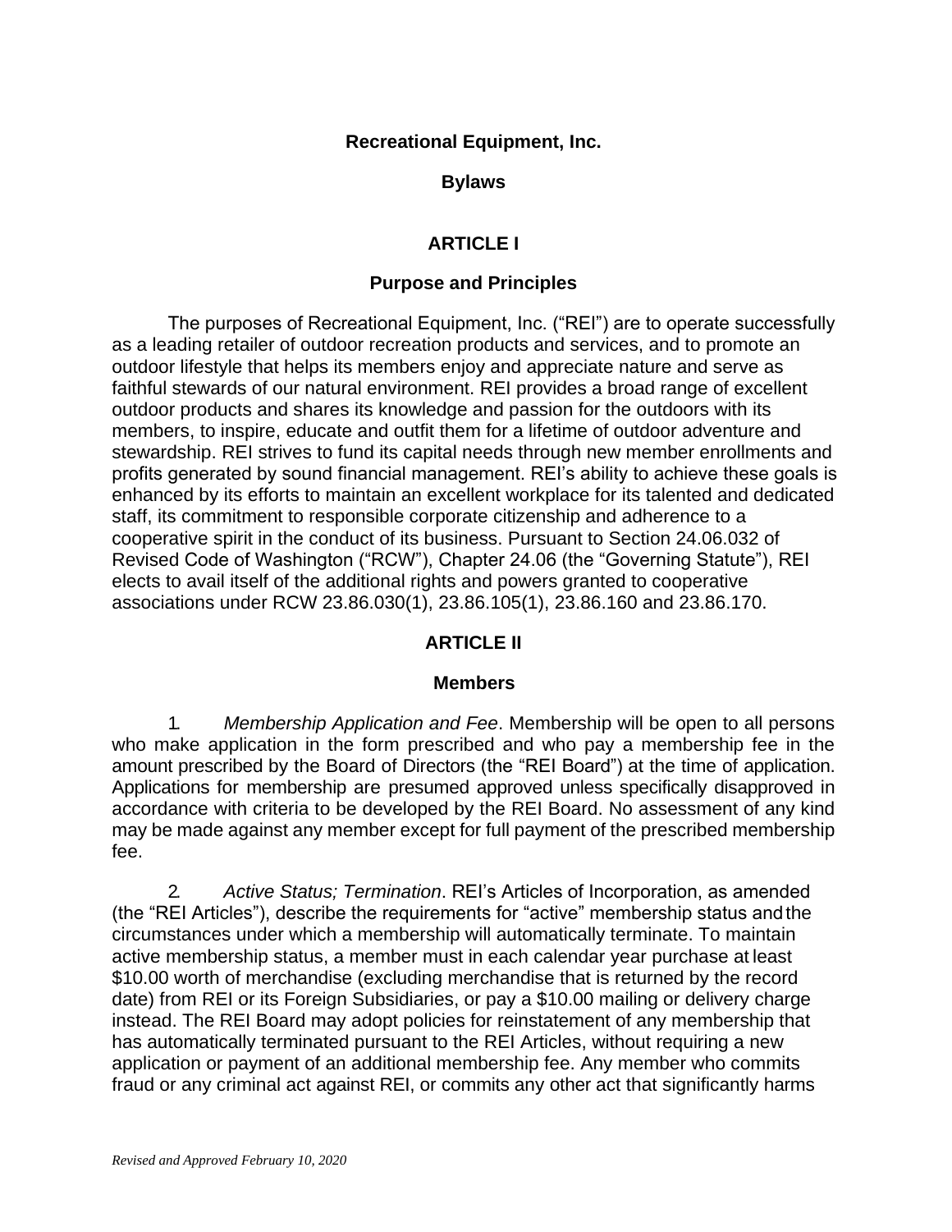# Recreational Equipment, Inc.

# Bylaws

## ARTICLE I

## Purpose and Principles

The purposes of Recreational Equipment, Inc. ("REI") are to operate successfully as a leading retailer of outdoor recreation products and services, and to promote an outdoor lifestyle that helps its members enjoy and appreciate nature and serve as faithful stewards of our natural environment. REI provides a broad range of excellent outdoor products and shares its knowledge and passion for the outdoors with its members, to inspire, educate and outfit them for a lifetime of outdoor adventure and stewardship. REI strives to fund its capital needs through new member enrollments and profits generated by sound financial management. REI's ability to achieve these goals is enhanced by its efforts to maintain an excellent workplace for its talented and dedicated staff, its commitment to responsible corporate citizenship and adherence to a cooperative spirit in the conduct of its business. Pursuant to Section 24.06.032 of Revised Code of Washington ("RCW"), Chapter 24.06 (the "Governing Statute"), REI elects to avail itself of the additional rights and powers granted to cooperative associations under RCW 23.86.030(1), 23.86.105(1), 23.86.160 and 23.86.170.

## ARTICLE II

## Members

1. *Membership Application and Fee*. Membership will be open to all persons who make application in the form prescribed and who pay a membership fee in the amount prescribed by the Board of Directors (the "REI Board") at the time of application. Applications for membership are presumed approved unless specifically disapproved in accordance with criteria to be developed by the REI Board. No assessment of any kind may be made against any member except for full payment of the prescribed membership fee.

2. *Active Status; Termination*. REI's Articles of Incorporation, as amended (the "REI Articles"), describe the requirements for "active" membership status and the circumstances under which a membership will automatically terminate. To maintain active membership status, a member must in each calendar year purchase at least $10.00 worth of merchandise (excluding merchandise that is returned by the record date) from REI or its Foreign Subsidiaries, or pay a $10.00 mailing or delivery charge instead. The REI Board may adopt policies for reinstatement of any membership that has automatically terminated pursuant to the REI Articles, without requiring a new application or payment of an additional membership fee. Any member who commits fraud or any criminal act against REI, or commits any other act that significantly harms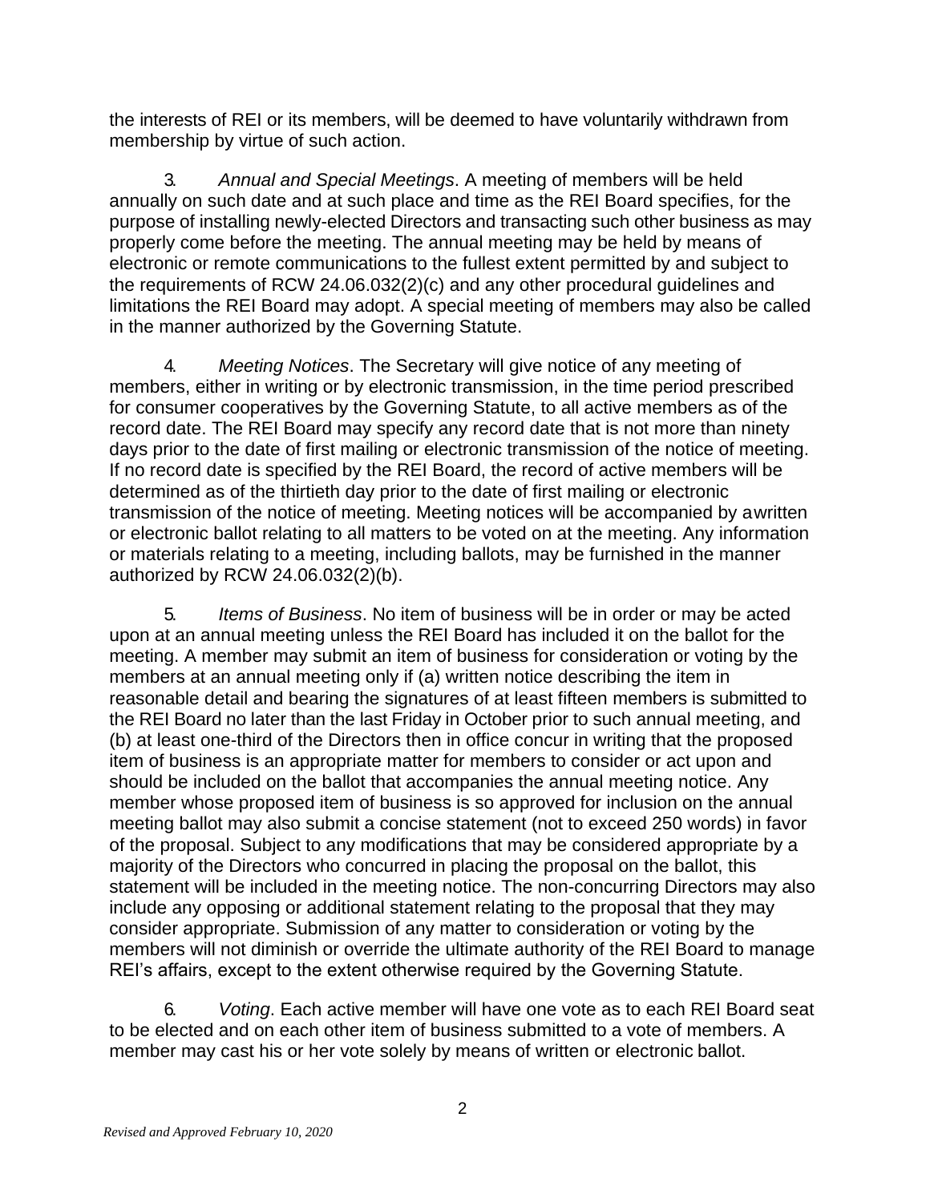the interests of REI or its members, will be deemed to have voluntarily withdrawn from membership by virtue of such action.

3. *Annual and Special Meetings*. A meeting of members will be held annually on such date and at such place and time as the REI Board specifies, for the purpose of installing newly-elected Directors and transacting such other business as may properly come before the meeting. The annual meeting may be held by means of electronic or remote communications to the fullest extent permitted by and subject to the requirements of RCW 24.06.032(2)(c) and any other procedural guidelines and limitations the REI Board may adopt. A special meeting of members may also be called in the manner authorized by the Governing Statute.

4. *Meeting Notices*. The Secretary will give notice of any meeting of members, either in writing or by electronic transmission, in the time period prescribed for consumer cooperatives by the Governing Statute, to all active members as of the record date. The REI Board may specify any record date that is not more than ninety days prior to the date of first mailing or electronic transmission of the notice of meeting. If no record date is specified by the REI Board, the record of active members will be determined as of the thirtieth day prior to the date of first mailing or electronic transmission of the notice of meeting. Meeting notices will be accompanied by a written or electronic ballot relating to all matters to be voted on at the meeting. Any information or materials relating to a meeting, including ballots, may be furnished in the manner authorized by RCW 24.06.032(2)(b).

5. *Items of Business*. No item of business will be in order or may be acted upon at an annual meeting unless the REI Board has included it on the ballot for the meeting. A member may submit an item of business for consideration or voting by the members at an annual meeting only if (a) written notice describing the item in reasonable detail and bearing the signatures of at least fifteen members is submitted to the REI Board no later than the last Friday in October prior to such annual meeting, and (b) at least one-third of the Directors then in office concur in writing that the proposed item of business is an appropriate matter for members to consider or act upon and should be included on the ballot that accompanies the annual meeting notice. Any member whose proposed item of business is so approved for inclusion on the annual meeting ballot may also submit a concise statement (not to exceed 250 words) in favor of the proposal. Subject to any modifications that may be considered appropriate by a majority of the Directors who concurred in placing the proposal on the ballot, this statement will be included in the meeting notice. The non-concurring Directors may also include any opposing or additional statement relating to the proposal that they may consider appropriate. Submission of any matter to consideration or voting by the members will not diminish or override the ultimate authority of the REI Board to manage REI's affairs, except to the extent otherwise required by the Governing Statute.

6. *Voting*. Each active member will have one vote as to each REI Board seat to be elected and on each other item of business submitted to a vote of members. A member may cast his or her vote solely by means of written or electronic ballot.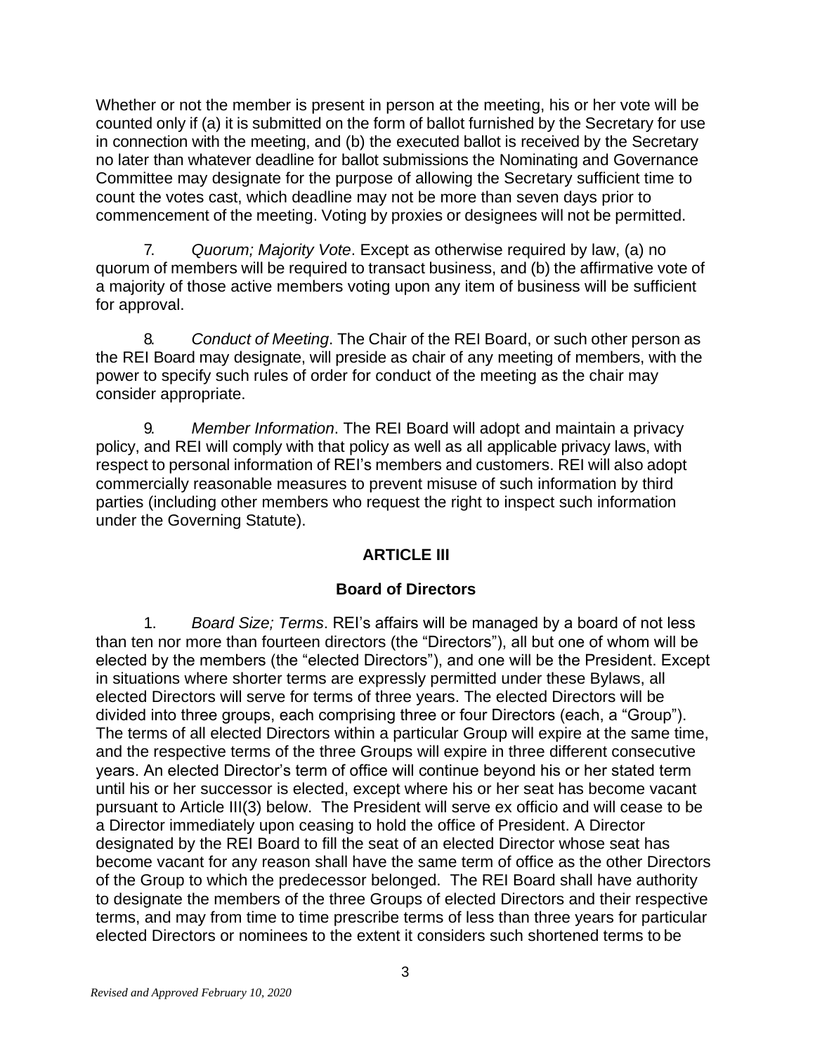Whether or not the member is present in person at the meeting, his or her vote will be counted only if (a) it is submitted on the form of ballot furnished by the Secretary for use in connection with the meeting, and (b) the executed ballot is received by the Secretary no later than whatever deadline for ballot submissions the Nominating and Governance Committee may designate for the purpose of allowing the Secretary sufficient time to count the votes cast, which deadline may not be more than seven days prior to commencement of the meeting. Voting by proxies or designees will not be permitted.

7. *Quorum; Majority Vote*. Except as otherwise required by law, (a) no quorum of members will be required to transact business, and (b) the affirmative vote of a majority of those active members voting upon any item of business will be sufficient for approval.

8. *Conduct of Meeting*. The Chair of the REI Board, or such other person as the REI Board may designate, will preside as chair of any meeting of members, with the power to specify such rules of order for conduct of the meeting as the chair may consider appropriate.

9. *Member Information*. The REI Board will adopt and maintain a privacy policy, and REI will comply with that policy as well as all applicable privacy laws, with respect to personal information of REI's members and customers. REI will also adopt commercially reasonable measures to prevent misuse of such information by third parties (including other members who request the right to inspect such information under the Governing Statute).

## ARTICLE III

## Board of Directors

1. *Board Size; Terms*. REI's affairs will be managed by a board of not less than ten nor more than fourteen directors (the "Directors"), all but one of whom will be elected by the members (the "elected Directors"), and one will be the President. Except in situations where shorter terms are expressly permitted under these Bylaws, all elected Directors will serve for terms of three years. The elected Directors will be divided into three groups, each comprising three or four Directors (each, a "Group"). The terms of all elected Directors within a particular Group will expire at the same time, and the respective terms of the three Groups will expire in three different consecutive years. An elected Director's term of office will continue beyond his or her stated term until his or her successor is elected, except where his or her seat has become vacant pursuant to Article III(3) below. The President will serve ex officio and will cease to be a Director immediately upon ceasing to hold the office of President. A Director designated by the REI Board to fill the seat of an elected Director whose seat has become vacant for any reason shall have the same term of office as the other Directors of the Group to which the predecessor belonged. The REI Board shall have authority to designate the members of the three Groups of elected Directors and their respective terms, and may from time to time prescribe terms of less than three years for particular elected Directors or nominees to the extent it considers such shortened terms to be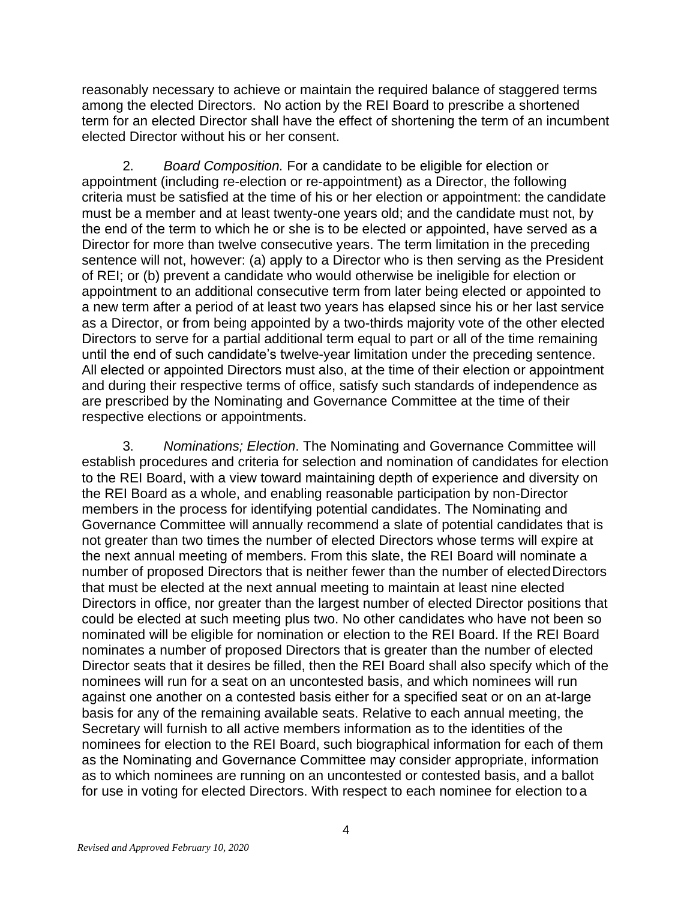reasonably necessary to achieve or maintain the required balance of staggered terms among the elected Directors. No action by the REI Board to prescribe a shortened term for an elected Director shall have the effect of shortening the term of an incumbent elected Director without his or her consent.

2. *Board Composition.* For a candidate to be eligible for election or appointment (including re-election or re-appointment) as a Director, the following criteria must be satisfied at the time of his or her election or appointment: the candidate must be a member and at least twenty-one years old; and the candidate must not, by the end of the term to which he or she is to be elected or appointed, have served as a Director for more than twelve consecutive years. The term limitation in the preceding sentence will not, however: (a) apply to a Director who is then serving as the President of REI; or (b) prevent a candidate who would otherwise be ineligible for election or appointment to an additional consecutive term from later being elected or appointed to a new term after a period of at least two years has elapsed since his or her last service as a Director, or from being appointed by a two-thirds majority vote of the other elected Directors to serve for a partial additional term equal to part or all of the time remaining until the end of such candidate's twelve-year limitation under the preceding sentence. All elected or appointed Directors must also, at the time of their election or appointment and during their respective terms of office, satisfy such standards of independence as are prescribed by the Nominating and Governance Committee at the time of their respective elections or appointments.

3. *Nominations; Election*. The Nominating and Governance Committee will establish procedures and criteria for selection and nomination of candidates for election to the REI Board, with a view toward maintaining depth of experience and diversity on the REI Board as a whole, and enabling reasonable participation by non-Director members in the process for identifying potential candidates. The Nominating and Governance Committee will annually recommend a slate of potential candidates that is not greater than two times the number of elected Directors whose terms will expire at the next annual meeting of members. From this slate, the REI Board will nominate a number of proposed Directors that is neither fewer than the number of elected Directors that must be elected at the next annual meeting to maintain at least nine elected Directors in office, nor greater than the largest number of elected Director positions that could be elected at such meeting plus two. No other candidates who have not been so nominated will be eligible for nomination or election to the REI Board. If the REI Board nominates a number of proposed Directors that is greater than the number of elected Director seats that it desires be filled, then the REI Board shall also specify which of the nominees will run for a seat on an uncontested basis, and which nominees will run against one another on a contested basis either for a specified seat or on an at-large basis for any of the remaining available seats. Relative to each annual meeting, the Secretary will furnish to all active members information as to the identities of the nominees for election to the REI Board, such biographical information for each of them as the Nominating and Governance Committee may consider appropriate, information as to which nominees are running on an uncontested or contested basis, and a ballot for use in voting for elected Directors. With respect to each nominee for election to a

*Revised and Approved February 10, 2020*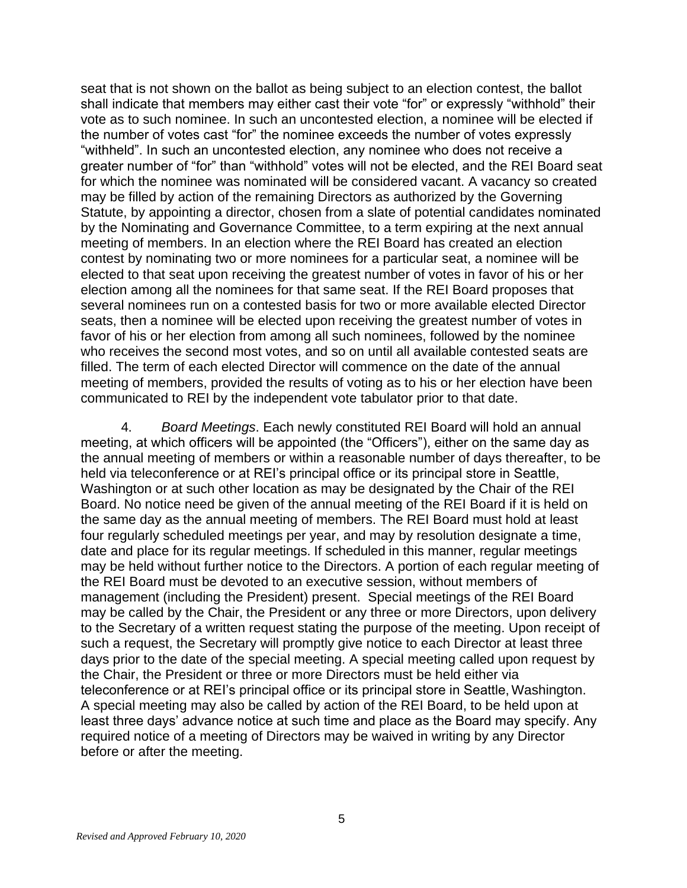seat that is not shown on the ballot as being subject to an election contest, the ballot shall indicate that members may either cast their vote "for" or expressly "withhold" their vote as to such nominee. In such an uncontested election, a nominee will be elected if the number of votes cast "for" the nominee exceeds the number of votes expressly "withheld". In such an uncontested election, any nominee who does not receive a greater number of "for" than "withhold" votes will not be elected, and the REI Board seat for which the nominee was nominated will be considered vacant. A vacancy so created may be filled by action of the remaining Directors as authorized by the Governing Statute, by appointing a director, chosen from a slate of potential candidates nominated by the Nominating and Governance Committee, to a term expiring at the next annual meeting of members. In an election where the REI Board has created an election contest by nominating two or more nominees for a particular seat, a nominee will be elected to that seat upon receiving the greatest number of votes in favor of his or her election among all the nominees for that same seat. If the REI Board proposes that several nominees run on a contested basis for two or more available elected Director seats, then a nominee will be elected upon receiving the greatest number of votes in favor of his or her election from among all such nominees, followed by the nominee who receives the second most votes, and so on until all available contested seats are filled. The term of each elected Director will commence on the date of the annual meeting of members, provided the results of voting as to his or her election have been communicated to REI by the independent vote tabulator prior to that date.

4. *Board Meetings*. Each newly constituted REI Board will hold an annual meeting, at which officers will be appointed (the "Officers"), either on the same day as the annual meeting of members or within a reasonable number of days thereafter, to be held via teleconference or at REI's principal office or its principal store in Seattle, Washington or at such other location as may be designated by the Chair of the REI Board. No notice need be given of the annual meeting of the REI Board if it is held on the same day as the annual meeting of members. The REI Board must hold at least four regularly scheduled meetings per year, and may by resolution designate a time, date and place for its regular meetings. If scheduled in this manner, regular meetings may be held without further notice to the Directors. A portion of each regular meeting of the REI Board must be devoted to an executive session, without members of management (including the President) present. Special meetings of the REI Board may be called by the Chair, the President or any three or more Directors, upon delivery to the Secretary of a written request stating the purpose of the meeting. Upon receipt of such a request, the Secretary will promptly give notice to each Director at least three days prior to the date of the special meeting. A special meeting called upon request by the Chair, the President or three or more Directors must be held either via teleconference or at REI's principal office or its principal store in Seattle, Washington. A special meeting may also be called by action of the REI Board, to be held upon at least three days' advance notice at such time and place as the Board may specify. Any required notice of a meeting of Directors may be waived in writing by any Director before or after the meeting.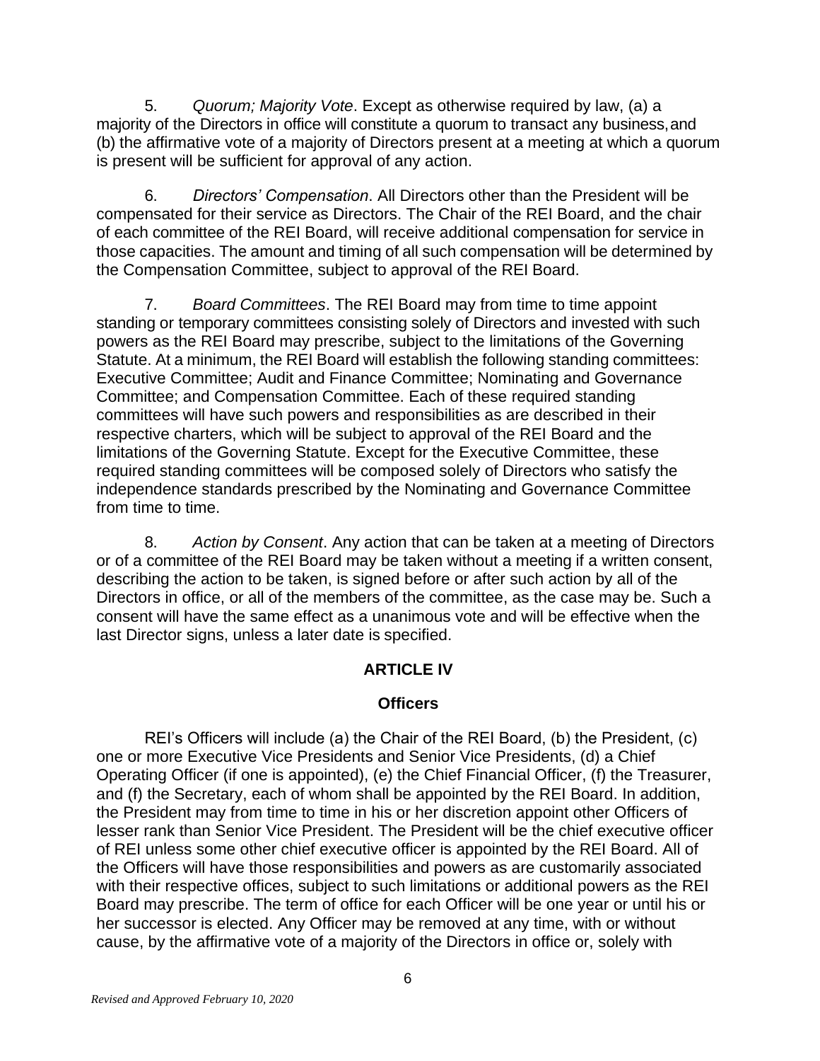5. *Quorum; Majority Vote*. Except as otherwise required by law, (a) a majority of the Directors in office will constitute a quorum to transact any business, and (b) the affirmative vote of a majority of Directors present at a meeting at which a quorum is present will be sufficient for approval of any action.

6. *Directors' Compensation*. All Directors other than the President will be compensated for their service as Directors. The Chair of the REI Board, and the chair of each committee of the REI Board, will receive additional compensation for service in those capacities. The amount and timing of all such compensation will be determined by the Compensation Committee, subject to approval of the REI Board.

7. *Board Committees*. The REI Board may from time to time appoint standing or temporary committees consisting solely of Directors and invested with such powers as the REI Board may prescribe, subject to the limitations of the Governing Statute. At a minimum, the REI Board will establish the following standing committees: Executive Committee; Audit and Finance Committee; Nominating and Governance Committee; and Compensation Committee. Each of these required standing committees will have such powers and responsibilities as are described in their respective charters, which will be subject to approval of the REI Board and the limitations of the Governing Statute. Except for the Executive Committee, these required standing committees will be composed solely of Directors who satisfy the independence standards prescribed by the Nominating and Governance Committee from time to time.

8. *Action by Consent*. Any action that can be taken at a meeting of Directors or of a committee of the REI Board may be taken without a meeting if a written consent, describing the action to be taken, is signed before or after such action by all of the Directors in office, or all of the members of the committee, as the case may be. Such a consent will have the same effect as a unanimous vote and will be effective when the last Director signs, unless a later date is specified.

## ARTICLE IV

## Officers

REI's Officers will include (a) the Chair of the REI Board, (b) the President, (c) one or more Executive Vice Presidents and Senior Vice Presidents, (d) a Chief Operating Officer (if one is appointed), (e) the Chief Financial Officer, (f) the Treasurer, and (f) the Secretary, each of whom shall be appointed by the REI Board. In addition, the President may from time to time in his or her discretion appoint other Officers of lesser rank than Senior Vice President. The President will be the chief executive officer of REI unless some other chief executive officer is appointed by the REI Board. All of the Officers will have those responsibilities and powers as are customarily associated with their respective offices, subject to such limitations or additional powers as the REI Board may prescribe. The term of office for each Officer will be one year or until his or her successor is elected. Any Officer may be removed at any time, with or without cause, by the affirmative vote of a majority of the Directors in office or, solely with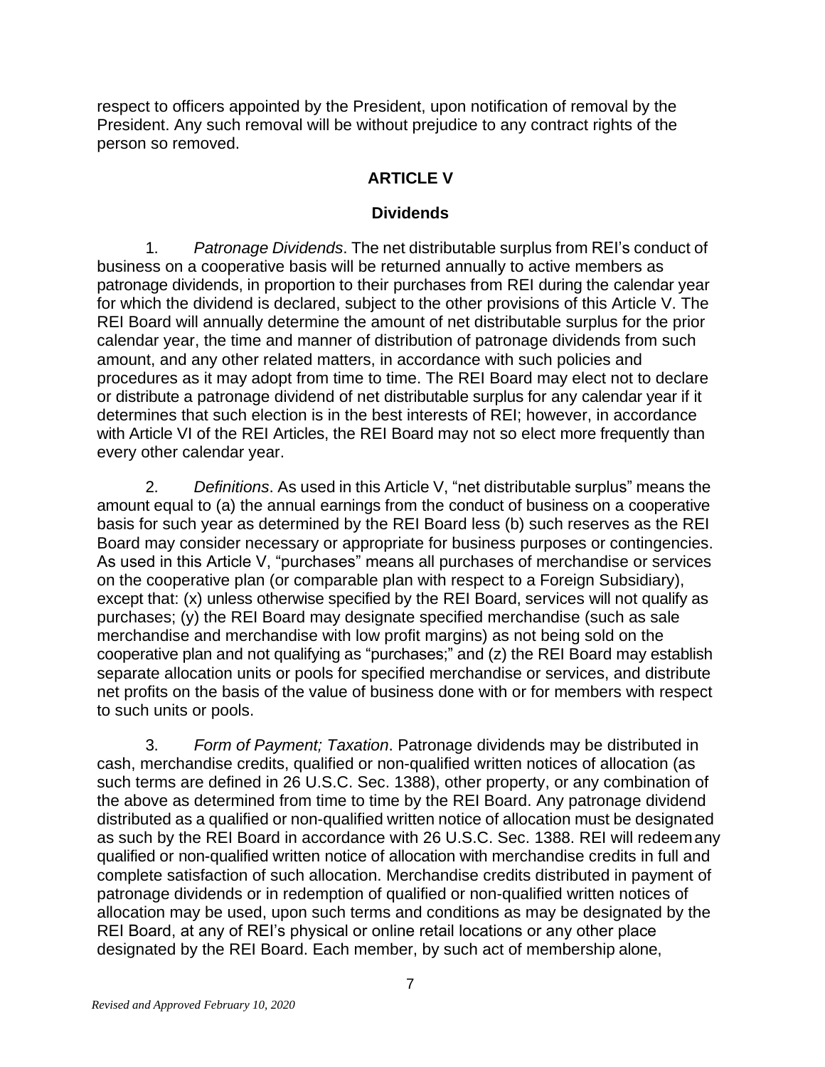respect to officers appointed by the President, upon notification of removal by the President. Any such removal will be without prejudice to any contract rights of the person so removed.

## ARTICLE V

### Dividends

1. *Patronage Dividends*. The net distributable surplus from REI's conduct of business on a cooperative basis will be returned annually to active members as patronage dividends, in proportion to their purchases from REI during the calendar year for which the dividend is declared, subject to the other provisions of this Article V. The REI Board will annually determine the amount of net distributable surplus for the prior calendar year, the time and manner of distribution of patronage dividends from such amount, and any other related matters, in accordance with such policies and procedures as it may adopt from time to time. The REI Board may elect not to declare or distribute a patronage dividend of net distributable surplus for any calendar year if it determines that such election is in the best interests of REI; however, in accordance with Article VI of the REI Articles, the REI Board may not so elect more frequently than every other calendar year.

2. *Definitions*. As used in this Article V, "net distributable surplus" means the amount equal to (a) the annual earnings from the conduct of business on a cooperative basis for such year as determined by the REI Board less (b) such reserves as the REI Board may consider necessary or appropriate for business purposes or contingencies. As used in this Article V, "purchases" means all purchases of merchandise or services on the cooperative plan (or comparable plan with respect to a Foreign Subsidiary), except that: (x) unless otherwise specified by the REI Board, services will not qualify as purchases; (y) the REI Board may designate specified merchandise (such as sale merchandise and merchandise with low profit margins) as not being sold on the cooperative plan and not qualifying as "purchases;" and (z) the REI Board may establish separate allocation units or pools for specified merchandise or services, and distribute net profits on the basis of the value of business done with or for members with respect to such units or pools.

3. *Form of Payment; Taxation*. Patronage dividends may be distributed in cash, merchandise credits, qualified or non-qualified written notices of allocation (as such terms are defined in 26 U.S.C. Sec. 1388), other property, or any combination of the above as determined from time to time by the REI Board. Any patronage dividend distributed as a qualified or non-qualified written notice of allocation must be designated as such by the REI Board in accordance with 26 U.S.C. Sec. 1388. REI will redeem any qualified or non-qualified written notice of allocation with merchandise credits in full and complete satisfaction of such allocation. Merchandise credits distributed in payment of patronage dividends or in redemption of qualified or non-qualified written notices of allocation may be used, upon such terms and conditions as may be designated by the REI Board, at any of REI's physical or online retail locations or any other place designated by the REI Board. Each member, by such act of membership alone,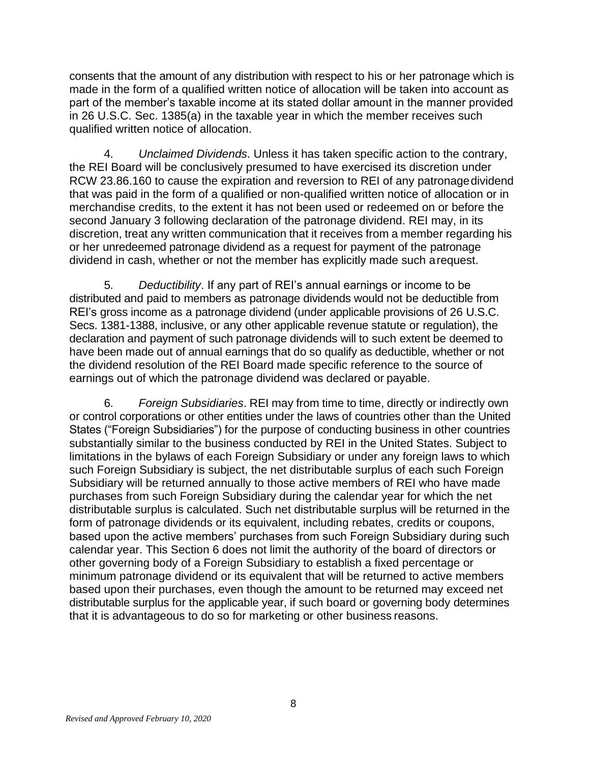consents that the amount of any distribution with respect to his or her patronage which is made in the form of a qualified written notice of allocation will be taken into account as part of the member's taxable income at its stated dollar amount in the manner provided in 26 U.S.C. Sec. 1385(a) in the taxable year in which the member receives such qualified written notice of allocation.

4. *Unclaimed Dividends*. Unless it has taken specific action to the contrary, the REI Board will be conclusively presumed to have exercised its discretion under RCW 23.86.160 to cause the expiration and reversion to REI of any patronage dividend that was paid in the form of a qualified or non-qualified written notice of allocation or in merchandise credits, to the extent it has not been used or redeemed on or before the second January 3 following declaration of the patronage dividend. REI may, in its discretion, treat any written communication that it receives from a member regarding his or her unredeemed patronage dividend as a request for payment of the patronage dividend in cash, whether or not the member has explicitly made such a request.

5. *Deductibility*. If any part of REI's annual earnings or income to be distributed and paid to members as patronage dividends would not be deductible from REI's gross income as a patronage dividend (under applicable provisions of 26 U.S.C. Secs. 1381-1388, inclusive, or any other applicable revenue statute or regulation), the declaration and payment of such patronage dividends will to such extent be deemed to have been made out of annual earnings that do so qualify as deductible, whether or not the dividend resolution of the REI Board made specific reference to the source of earnings out of which the patronage dividend was declared or payable.

6. *Foreign Subsidiaries*. REI may from time to time, directly or indirectly own or control corporations or other entities under the laws of countries other than the United States ("Foreign Subsidiaries") for the purpose of conducting business in other countries substantially similar to the business conducted by REI in the United States. Subject to limitations in the bylaws of each Foreign Subsidiary or under any foreign laws to which such Foreign Subsidiary is subject, the net distributable surplus of each such Foreign Subsidiary will be returned annually to those active members of REI who have made purchases from such Foreign Subsidiary during the calendar year for which the net distributable surplus is calculated. Such net distributable surplus will be returned in the form of patronage dividends or its equivalent, including rebates, credits or coupons, based upon the active members' purchases from such Foreign Subsidiary during such calendar year. This Section 6 does not limit the authority of the board of directors or other governing body of a Foreign Subsidiary to establish a fixed percentage or minimum patronage dividend or its equivalent that will be returned to active members based upon their purchases, even though the amount to be returned may exceed net distributable surplus for the applicable year, if such board or governing body determines that it is advantageous to do so for marketing or other business reasons.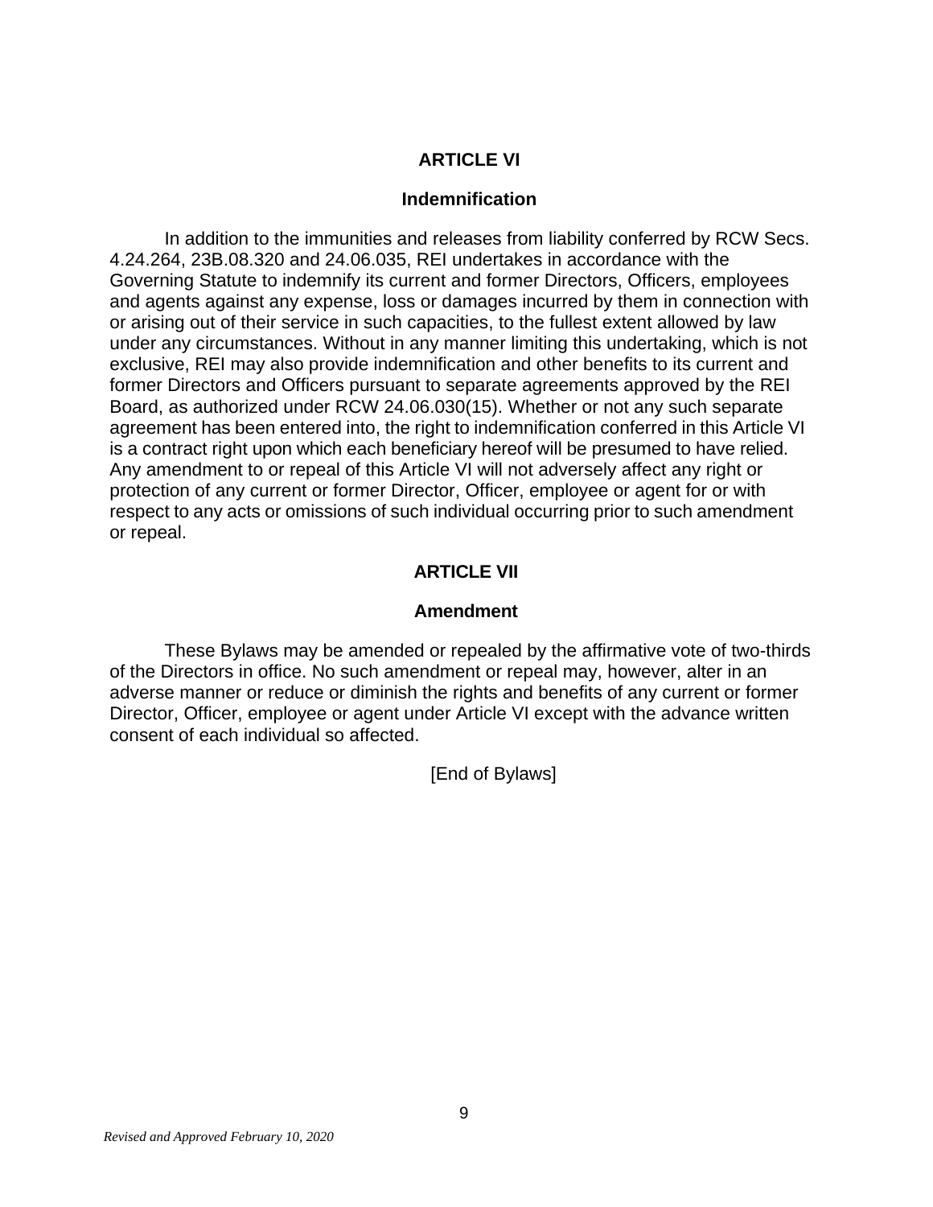## ARTICLE VI

### Indemnification

In addition to the immunities and releases from liability conferred by RCW Secs. 4.24.264, 23B.08.320 and 24.06.035, REI undertakes in accordance with the Governing Statute to indemnify its current and former Directors, Officers, employees and agents against any expense, loss or damages incurred by them in connection with or arising out of their service in such capacities, to the fullest extent allowed by law under any circumstances. Without in any manner limiting this undertaking, which is not exclusive, REI may also provide indemnification and other benefits to its current and former Directors and Officers pursuant to separate agreements approved by the REI Board, as authorized under RCW 24.06.030(15). Whether or not any such separate agreement has been entered into, the right to indemnification conferred in this Article VI is a contract right upon which each beneficiary hereof will be presumed to have relied. Any amendment to or repeal of this Article VI will not adversely affect any right or protection of any current or former Director, Officer, employee or agent for or with respect to any acts or omissions of such individual occurring prior to such amendment or repeal.

## ARTICLE VII

### Amendment

These Bylaws may be amended or repealed by the affirmative vote of two-thirds of the Directors in office. No such amendment or repeal may, however, alter in an adverse manner or reduce or diminish the rights and benefits of any current or former Director, Officer, employee or agent under Article VI except with the advance written consent of each individual so affected.

[End of Bylaws]

*Revised and Approved February 10, 2020*